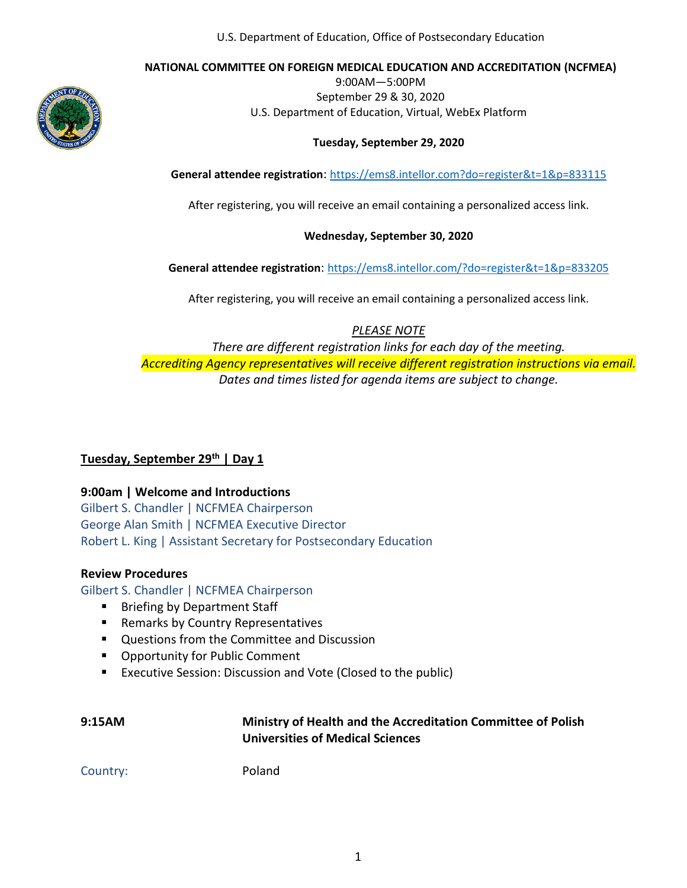U.S. Department of Education, Office of Postsecondary Education

**NATIONAL COMMITTEE ON FOREIGN MEDICAL EDUCATION AND ACCREDITATION (NCFMEA)**

9:00AM—5:00PM
September 29 & 30, 2020
U.S. Department of Education, Virtual, WebEx Platform

**Tuesday, September 29, 2020**

**General attendee registration**: https://ems8.intellor.com?do=register&t=1&p=833115

After registering, you will receive an email containing a personalized access link.

**Wednesday, September 30, 2020**

**General attendee registration**: https://ems8.intellor.com/?do=register&t=1&p=833205

After registering, you will receive an email containing a personalized access link.

*PLEASE NOTE*
*There are different registration links for each day of the meeting.*
*Accrediting Agency representatives will receive different registration instructions via email.*
*Dates and times listed for agenda items are subject to change.*

## Tuesday, September 29th | Day 1

**9:00am | Welcome and Introductions**

Gilbert S. Chandler | NCFMEA Chairperson
George Alan Smith | NCFMEA Executive Director
Robert L. King | Assistant Secretary for Postsecondary Education

**Review Procedures**

Gilbert S. Chandler | NCFMEA Chairperson

- Briefing by Department Staff
- Remarks by Country Representatives
- Questions from the Committee and Discussion
- Opportunity for Public Comment
- Executive Session: Discussion and Vote (Closed to the public)

**9:15AM** **Ministry of Health and the Accreditation Committee of Polish Universities of Medical Sciences**

Country: Poland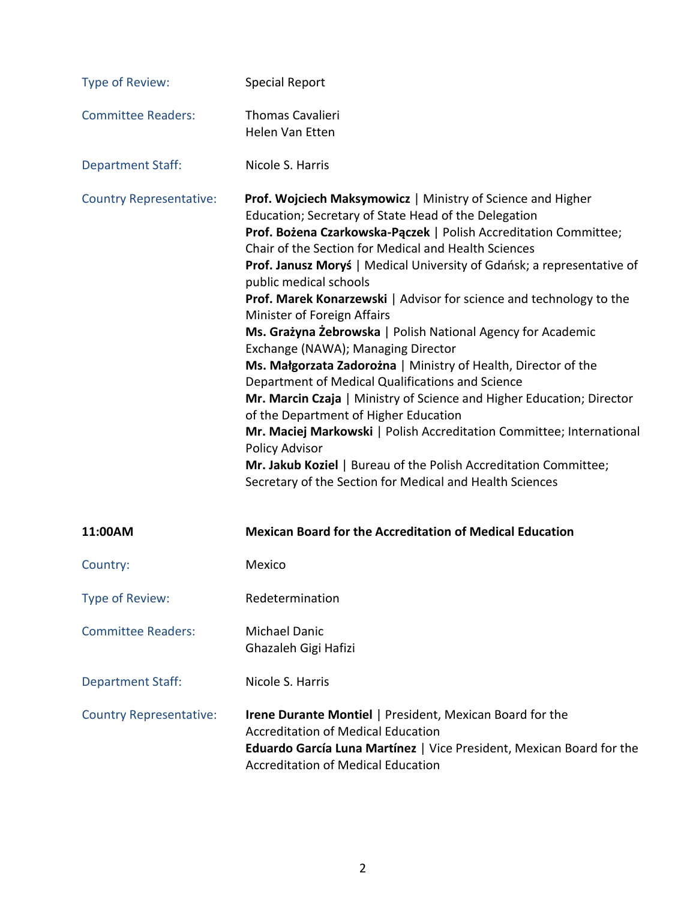| | |
|---|---|
| Type of Review: | Special Report |
| Committee Readers: | Thomas Cavalieri<br>Helen Van Etten |
| Department Staff: | Nicole S. Harris |
| Country Representative: | **Prof. Wojciech Maksymowicz** \| Ministry of Science and Higher Education; Secretary of State Head of the Delegation<br>**Prof. Bożena Czarkowska-Pączek** \| Polish Accreditation Committee; Chair of the Section for Medical and Health Sciences<br>**Prof. Janusz Moryś** \| Medical University of Gdańsk; a representative of public medical schools<br>**Prof. Marek Konarzewski** \| Advisor for science and technology to the Minister of Foreign Affairs<br>**Ms. Grażyna Żebrowska** \| Polish National Agency for Academic Exchange (NAWA); Managing Director<br>**Ms. Małgorzata Zadorożna** \| Ministry of Health, Director of the Department of Medical Qualifications and Science<br>**Mr. Marcin Czaja** \| Ministry of Science and Higher Education; Director of the Department of Higher Education<br>**Mr. Maciej Markowski** \| Polish Accreditation Committee; International Policy Advisor<br>**Mr. Jakub Koziel** \| Bureau of the Polish Accreditation Committee; Secretary of the Section for Medical and Health Sciences |

| **11:00AM** | **Mexican Board for the Accreditation of Medical Education** |
|---|---|
| Country: | Mexico |
| Type of Review: | Redetermination |
| Committee Readers: | Michael Danic<br>Ghazaleh Gigi Hafizi |
| Department Staff: | Nicole S. Harris |
| Country Representative: | **Irene Durante Montiel** \| President, Mexican Board for the Accreditation of Medical Education<br>**Eduardo García Luna Martínez** \| Vice President, Mexican Board for the Accreditation of Medical Education |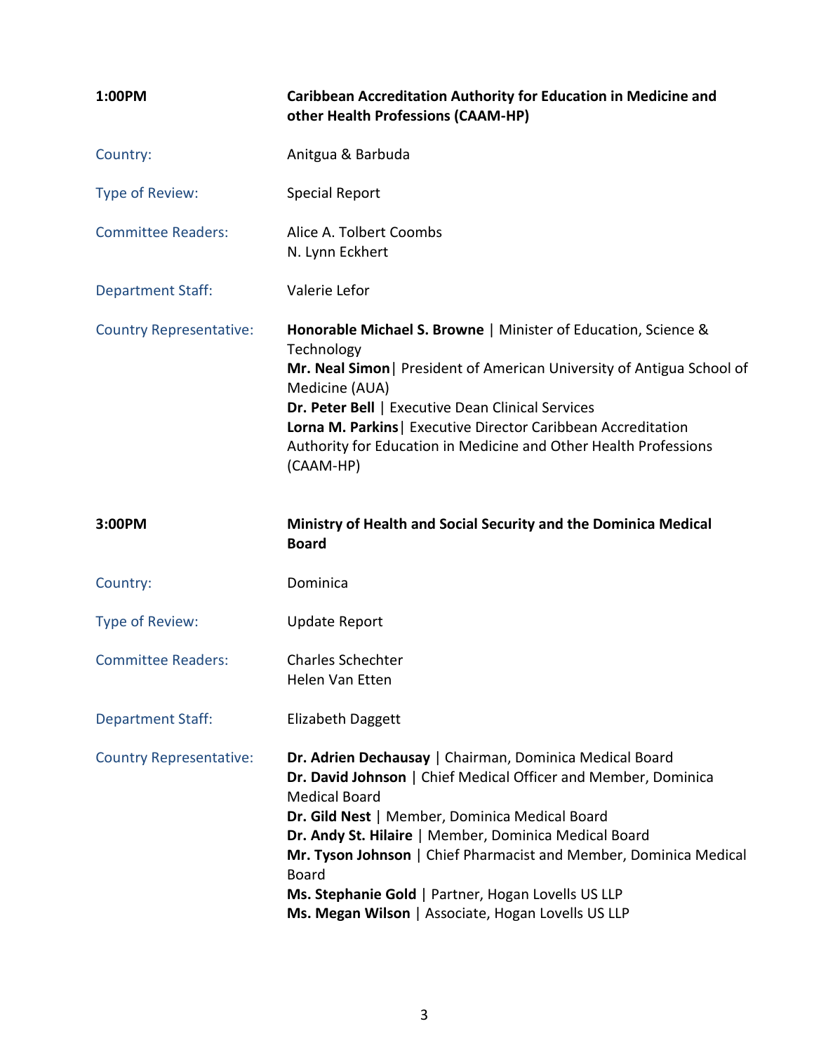**1:00PM** **Caribbean Accreditation Authority for Education in Medicine and other Health Professions (CAAM-HP)**

Country: Anitgua & Barbuda

Type of Review: Special Report

Committee Readers: Alice A. Tolbert Coombs
N. Lynn Eckhert

Department Staff: Valerie Lefor

Country Representative: **Honorable Michael S. Browne** | Minister of Education, Science & Technology
**Mr. Neal Simon**| President of American University of Antigua School of Medicine (AUA)
**Dr. Peter Bell** | Executive Dean Clinical Services
**Lorna M. Parkins**| Executive Director Caribbean Accreditation Authority for Education in Medicine and Other Health Professions (CAAM-HP)

**3:00PM** **Ministry of Health and Social Security and the Dominica Medical Board**

Country: Dominica

Type of Review: Update Report

Committee Readers: Charles Schechter
Helen Van Etten

Department Staff: Elizabeth Daggett

Country Representative: **Dr. Adrien Dechausay** | Chairman, Dominica Medical Board
**Dr. David Johnson** | Chief Medical Officer and Member, Dominica Medical Board
**Dr. Gild Nest** | Member, Dominica Medical Board
**Dr. Andy St. Hilaire** | Member, Dominica Medical Board
**Mr. Tyson Johnson** | Chief Pharmacist and Member, Dominica Medical Board
**Ms. Stephanie Gold** | Partner, Hogan Lovells US LLP
**Ms. Megan Wilson** | Associate, Hogan Lovells US LLP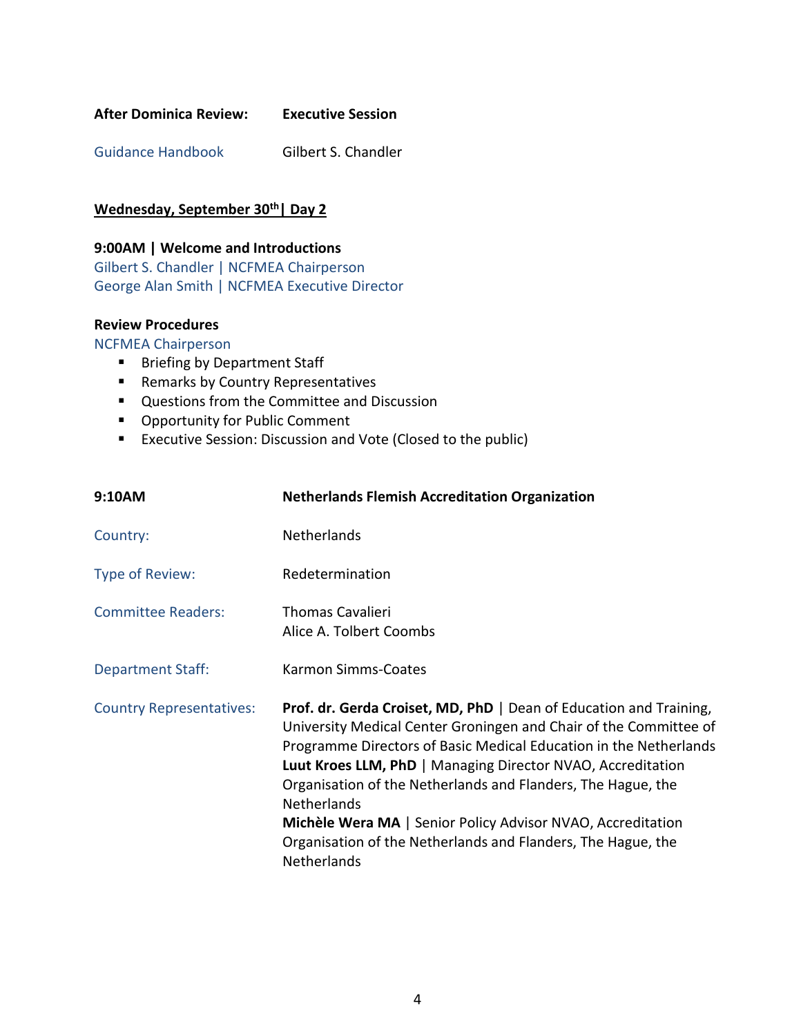**After Dominica Review:** **Executive Session**

Guidance Handbook Gilbert S. Chandler

**Wednesday, September 30th | Day 2**

**9:00AM | Welcome and Introductions**

Gilbert S. Chandler | NCFMEA Chairperson
George Alan Smith | NCFMEA Executive Director

**Review Procedures**

NCFMEA Chairperson

- Briefing by Department Staff
- Remarks by Country Representatives
- Questions from the Committee and Discussion
- Opportunity for Public Comment
- Executive Session: Discussion and Vote (Closed to the public)

| **9:10AM** | **Netherlands Flemish Accreditation Organization** |
| --- | --- |
| Country: | Netherlands |
| Type of Review: | Redetermination |
| Committee Readers: | Thomas Cavalieri<br>Alice A. Tolbert Coombs |
| Department Staff: | Karmon Simms-Coates |
| Country Representatives: | **Prof. dr. Gerda Croiset, MD, PhD** \| Dean of Education and Training, University Medical Center Groningen and Chair of the Committee of Programme Directors of Basic Medical Education in the Netherlands<br>**Luut Kroes LLM, PhD** \| Managing Director NVAO, Accreditation Organisation of the Netherlands and Flanders, The Hague, the Netherlands<br>**Michèle Wera MA** \| Senior Policy Advisor NVAO, Accreditation Organisation of the Netherlands and Flanders, The Hague, the Netherlands |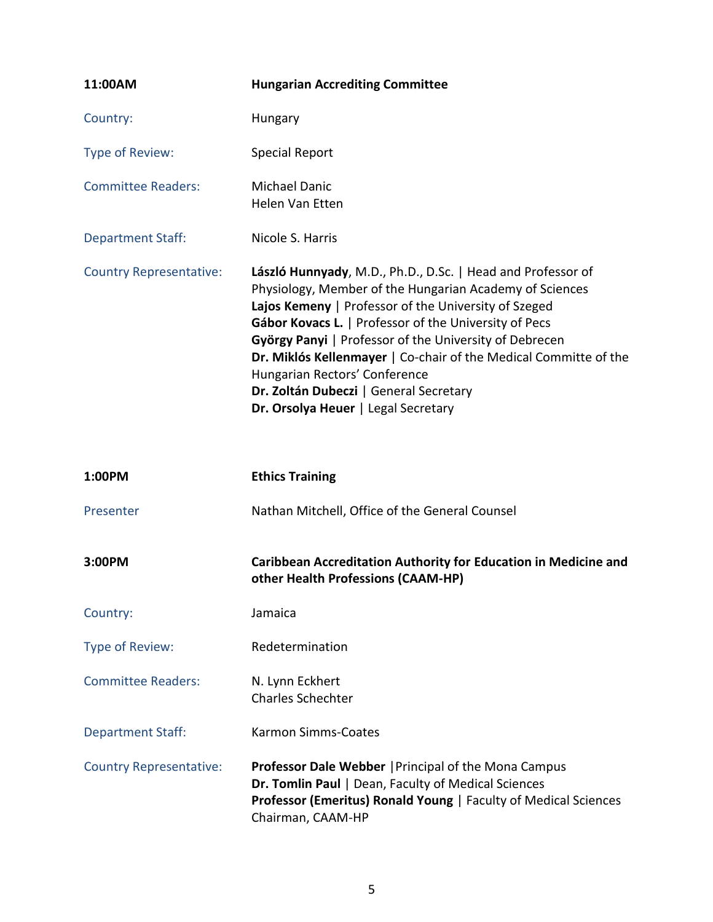**11:00AM** **Hungarian Accrediting Committee**

Country: Hungary

Type of Review: Special Report

Committee Readers: Michael Danic
Helen Van Etten

Department Staff: Nicole S. Harris

Country Representative:
**László Hunnyady**, M.D., Ph.D., D.Sc. | Head and Professor of Physiology, Member of the Hungarian Academy of Sciences
**Lajos Kemeny** | Professor of the University of Szeged
**Gábor Kovacs L.** | Professor of the University of Pecs
**György Panyi** | Professor of the University of Debrecen
**Dr. Miklós Kellenmayer** | Co-chair of the Medical Committe of the Hungarian Rectors' Conference
**Dr. Zoltán Dubeczi** | General Secretary
**Dr. Orsolya Heuer** | Legal Secretary

**1:00PM** **Ethics Training**

Presenter: Nathan Mitchell, Office of the General Counsel

**3:00PM** **Caribbean Accreditation Authority for Education in Medicine and other Health Professions (CAAM-HP)**

Country: Jamaica

Type of Review: Redetermination

Committee Readers: N. Lynn Eckhert
Charles Schechter

Department Staff: Karmon Simms-Coates

Country Representative:
**Professor Dale Webber** |Principal of the Mona Campus
**Dr. Tomlin Paul** | Dean, Faculty of Medical Sciences
**Professor (Emeritus) Ronald Young** | Faculty of Medical Sciences Chairman, CAAM-HP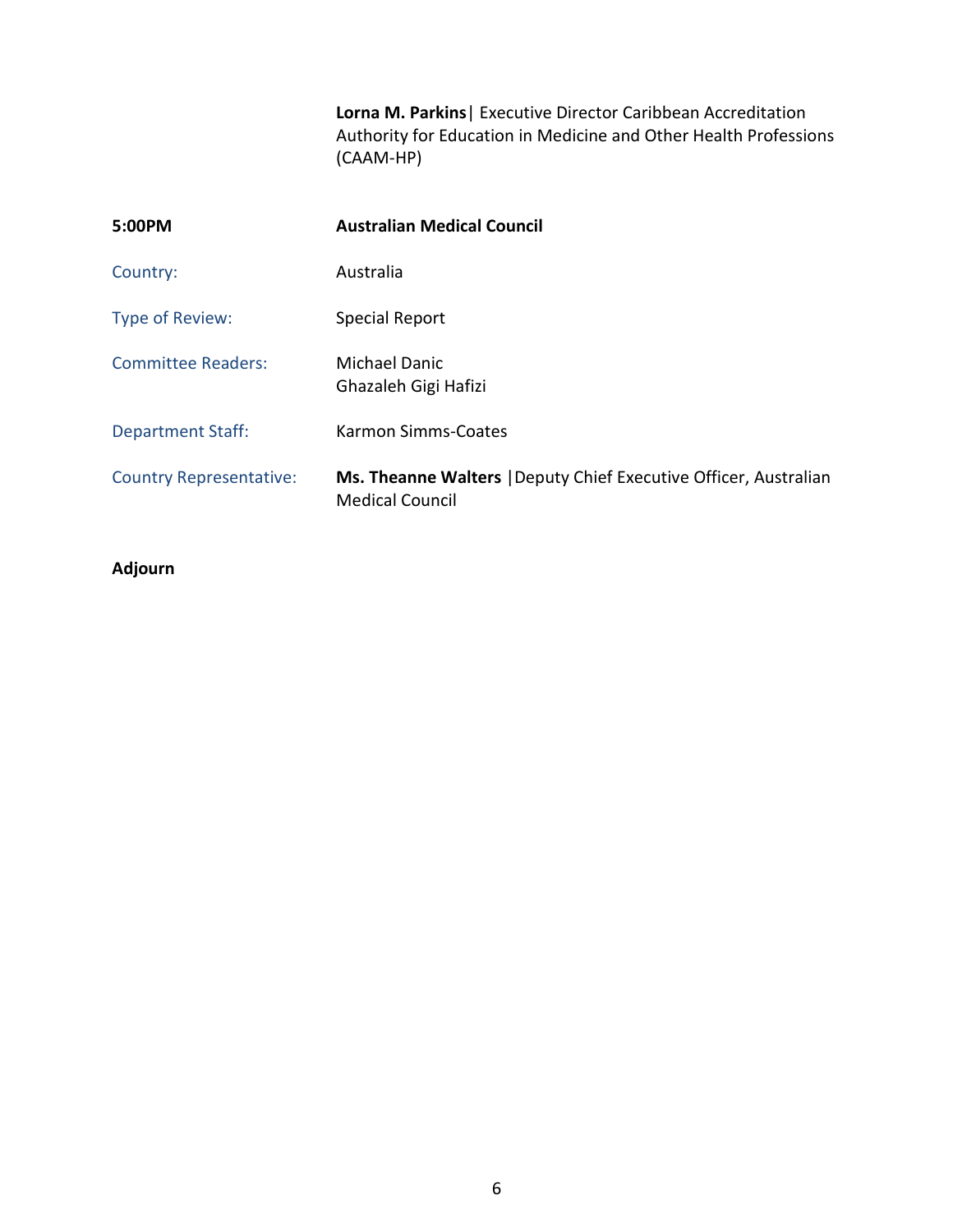**Lorna M. Parkins**| Executive Director Caribbean Accreditation Authority for Education in Medicine and Other Health Professions (CAAM-HP)

| | |
|---|---|
| **5:00PM** | **Australian Medical Council** |
| Country: | Australia |
| Type of Review: | Special Report |
| Committee Readers: | Michael Danic<br>Ghazaleh Gigi Hafizi |
| Department Staff: | Karmon Simms-Coates |
| Country Representative: | **Ms. Theanne Walters** \|Deputy Chief Executive Officer, Australian Medical Council |

**Adjourn**